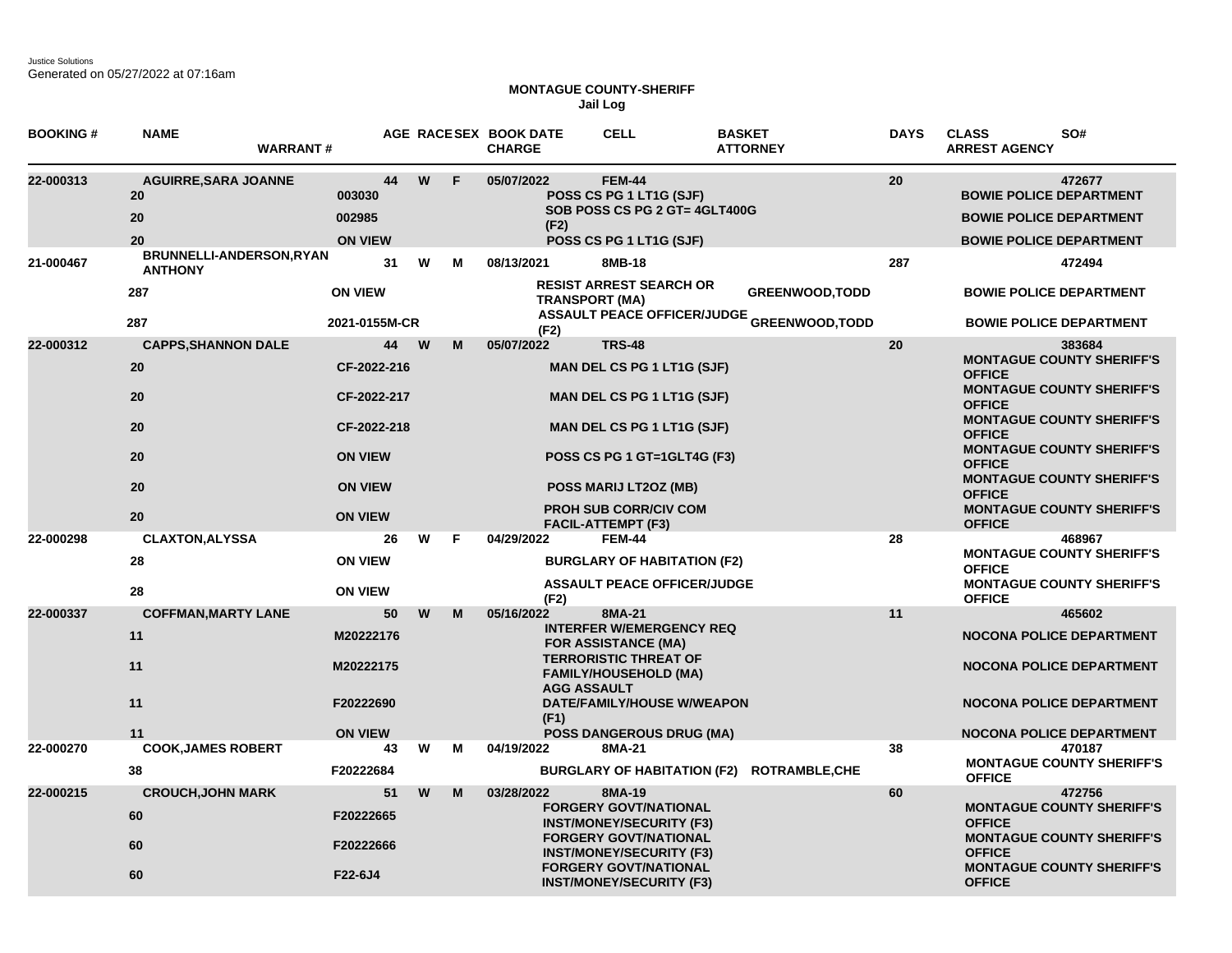Justice Solutions
Generated on 05/27/2022 at 07:16am

**MONTAGUE COUNTY-SHERIFF**
**Jail Log**

| BOOKING # | NAME | WARRANT # | AGE | RACE | SEX | BOOK DATE / CHARGE | CELL | BASKET / ATTORNEY | DAYS | CLASS / ARREST AGENCY | SO# |
|---|---|---|---|---|---|---|---|---|---|---|---|
| 22-000313 | AGUIRRE,SARA JOANNE | | 44 | W | F | 05/07/2022 | FEM-44 | | 20 | | 472677 |
| | 20 | 003030 | | | | POSS CS PG 1 LT1G (SJF) | | | | BOWIE POLICE DEPARTMENT | |
| | 20 | 002985 | | | | SOB POSS CS PG 2 GT= 4GLT400G (F2) | | | | BOWIE POLICE DEPARTMENT | |
| | 20 | ON VIEW | | | | POSS CS PG 1 LT1G (SJF) | | | | BOWIE POLICE DEPARTMENT | |
| 21-000467 | BRUNNELLI-ANDERSON,RYAN ANTHONY | | 31 | W | M | 08/13/2021 | 8MB-18 | | 287 | | 472494 |
| | 287 | ON VIEW | | | | RESIST ARREST SEARCH OR TRANSPORT (MA) | | GREENWOOD,TODD | | BOWIE POLICE DEPARTMENT | |
| | 287 | 2021-0155M-CR | | | | ASSAULT PEACE OFFICER/JUDGE (F2) | | GREENWOOD,TODD | | BOWIE POLICE DEPARTMENT | |
| 22-000312 | CAPPS,SHANNON DALE | | 44 | W | M | 05/07/2022 | TRS-48 | | 20 | | 383684 |
| | 20 | CF-2022-216 | | | | MAN DEL CS PG 1 LT1G (SJF) | | | | MONTAGUE COUNTY SHERIFF'S OFFICE | |
| | 20 | CF-2022-217 | | | | MAN DEL CS PG 1 LT1G (SJF) | | | | MONTAGUE COUNTY SHERIFF'S OFFICE | |
| | 20 | CF-2022-218 | | | | MAN DEL CS PG 1 LT1G (SJF) | | | | MONTAGUE COUNTY SHERIFF'S OFFICE | |
| | 20 | ON VIEW | | | | POSS CS PG 1 GT=1GLT4G (F3) | | | | MONTAGUE COUNTY SHERIFF'S OFFICE | |
| | 20 | ON VIEW | | | | POSS MARIJ LT2OZ (MB) | | | | MONTAGUE COUNTY SHERIFF'S OFFICE | |
| | 20 | ON VIEW | | | | PROH SUB CORR/CIV COM FACIL-ATTEMPT (F3) | | | | MONTAGUE COUNTY SHERIFF'S OFFICE | |
| 22-000298 | CLAXTON,ALYSSA | | 26 | W | F | 04/29/2022 | FEM-44 | | 28 | | 468967 |
| | 28 | ON VIEW | | | | BURGLARY OF HABITATION (F2) | | | | MONTAGUE COUNTY SHERIFF'S OFFICE | |
| | 28 | ON VIEW | | | | ASSAULT PEACE OFFICER/JUDGE (F2) | | | | MONTAGUE COUNTY SHERIFF'S OFFICE | |
| 22-000337 | COFFMAN,MARTY LANE | | 50 | W | M | 05/16/2022 | 8MA-21 | | 11 | | 465602 |
| | 11 | M20222176 | | | | INTERFER W/EMERGENCY REQ FOR ASSISTANCE (MA) | | | | NOCONA POLICE DEPARTMENT | |
| | 11 | M20222175 | | | | TERRORISTIC THREAT OF FAMILY/HOUSEHOLD (MA) | | | | NOCONA POLICE DEPARTMENT | |
| | 11 | F20222690 | | | | AGG ASSAULT DATE/FAMILY/HOUSE W/WEAPON (F1) | | | | NOCONA POLICE DEPARTMENT | |
| | 11 | ON VIEW | | | | POSS DANGEROUS DRUG (MA) | | | | NOCONA POLICE DEPARTMENT | |
| 22-000270 | COOK,JAMES ROBERT | | 43 | W | M | 04/19/2022 | 8MA-21 | | 38 | | 470187 |
| | 38 | F20222684 | | | | BURGLARY OF HABITATION (F2) | | ROTRAMBLE,CHE | | MONTAGUE COUNTY SHERIFF'S OFFICE | |
| 22-000215 | CROUCH,JOHN MARK | | 51 | W | M | 03/28/2022 | 8MA-19 | | 60 | | 472756 |
| | 60 | F20222665 | | | | FORGERY GOVT/NATIONAL INST/MONEY/SECURITY (F3) | | | | MONTAGUE COUNTY SHERIFF'S OFFICE | |
| | 60 | F20222666 | | | | FORGERY GOVT/NATIONAL INST/MONEY/SECURITY (F3) | | | | MONTAGUE COUNTY SHERIFF'S OFFICE | |
| | 60 | F22-6J4 | | | | FORGERY GOVT/NATIONAL INST/MONEY/SECURITY (F3) | | | | MONTAGUE COUNTY SHERIFF'S OFFICE | |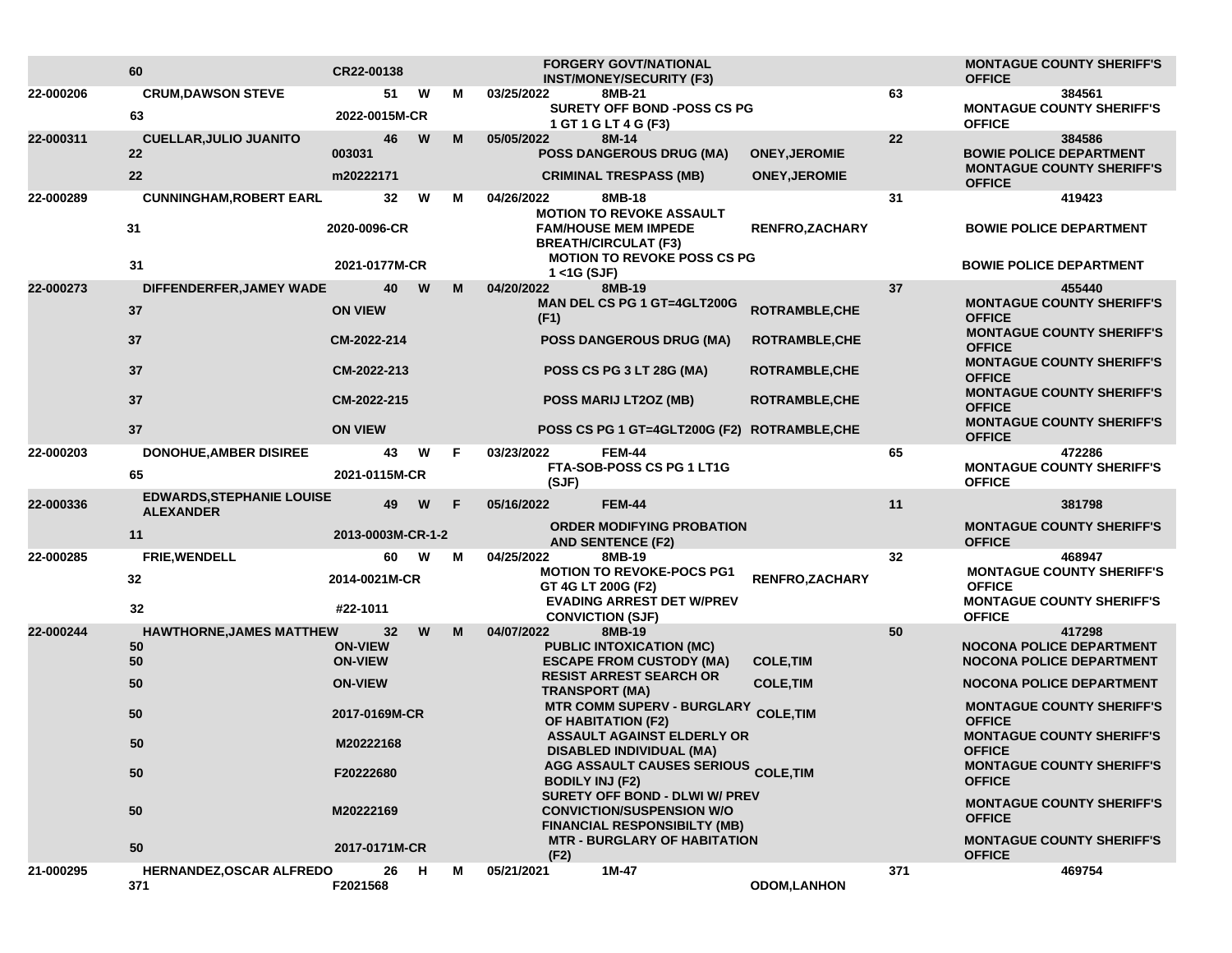| | | | | | | | | | | |
|---|---|---|---|---|---|---|---|---|---|---|
| | 60 | CR22-00138 | | | | | FORGERY GOVT/NATIONAL INST/MONEY/SECURITY (F3) | | | MONTAGUE COUNTY SHERIFF'S OFFICE |
| 22-000206 | CRUM,DAWSON STEVE | | 51 | W | M | 03/25/2022 | 8MB-21 | | 63 | 384561 |
| | 63 | 2022-0015M-CR | | | | | SURETY OFF BOND -POSS CS PG 1 GT 1 G LT 4 G (F3) | | | MONTAGUE COUNTY SHERIFF'S OFFICE |
| 22-000311 | CUELLAR,JULIO JUANITO | | 46 | W | M | 05/05/2022 | 8M-14 | | 22 | 384586 |
| | 22 | 003031 | | | | | POSS DANGEROUS DRUG (MA) | ONEY,JEROMIE | | BOWIE POLICE DEPARTMENT |
| | 22 | m20222171 | | | | | CRIMINAL TRESPASS (MB) | ONEY,JEROMIE | | MONTAGUE COUNTY SHERIFF'S OFFICE |
| 22-000289 | CUNNINGHAM,ROBERT EARL | | 32 | W | M | 04/26/2022 | 8MB-18 | | 31 | 419423 |
| | 31 | 2020-0096-CR | | | | | MOTION TO REVOKE ASSAULT FAM/HOUSE MEM IMPEDE BREATH/CIRCULAT (F3) | RENFRO,ZACHARY | | BOWIE POLICE DEPARTMENT |
| | 31 | 2021-0177M-CR | | | | | MOTION TO REVOKE POSS CS PG 1 <1G (SJF) | | | BOWIE POLICE DEPARTMENT |
| 22-000273 | DIFFENDERFER,JAMEY WADE | | 40 | W | M | 04/20/2022 | 8MB-19 | | 37 | 455440 |
| | 37 | ON VIEW | | | | | MAN DEL CS PG 1 GT=4GLT200G (F1) | ROTRAMBLE,CHE | | MONTAGUE COUNTY SHERIFF'S OFFICE |
| | 37 | CM-2022-214 | | | | | POSS DANGEROUS DRUG (MA) | ROTRAMBLE,CHE | | MONTAGUE COUNTY SHERIFF'S OFFICE |
| | 37 | CM-2022-213 | | | | | POSS CS PG 3 LT 28G (MA) | ROTRAMBLE,CHE | | MONTAGUE COUNTY SHERIFF'S OFFICE |
| | 37 | CM-2022-215 | | | | | POSS MARIJ LT2OZ (MB) | ROTRAMBLE,CHE | | MONTAGUE COUNTY SHERIFF'S OFFICE |
| | 37 | ON VIEW | | | | | POSS CS PG 1 GT=4GLT200G (F2) | ROTRAMBLE,CHE | | MONTAGUE COUNTY SHERIFF'S OFFICE |
| 22-000203 | DONOHUE,AMBER DISIREE | | 43 | W | F | 03/23/2022 | FEM-44 | | 65 | 472286 |
| | 65 | 2021-0115M-CR | | | | | FTA-SOB-POSS CS PG 1 LT1G (SJF) | | | MONTAGUE COUNTY SHERIFF'S OFFICE |
| 22-000336 | EDWARDS,STEPHANIE LOUISE ALEXANDER | | 49 | W | F | 05/16/2022 | FEM-44 | | 11 | 381798 |
| | 11 | 2013-0003M-CR-1-2 | | | | | ORDER MODIFYING PROBATION AND SENTENCE (F2) | | | MONTAGUE COUNTY SHERIFF'S OFFICE |
| 22-000285 | FRIE,WENDELL | | 60 | W | M | 04/25/2022 | 8MB-19 | | 32 | 468947 |
| | 32 | 2014-0021M-CR | | | | | MOTION TO REVOKE-POCS PG1 GT 4G LT 200G (F2) | RENFRO,ZACHARY | | MONTAGUE COUNTY SHERIFF'S OFFICE |
| | 32 | #22-1011 | | | | | EVADING ARREST DET W/PREV CONVICTION (SJF) | | | MONTAGUE COUNTY SHERIFF'S OFFICE |
| 22-000244 | HAWTHORNE,JAMES MATTHEW | | 32 | W | M | 04/07/2022 | 8MB-19 | | 50 | 417298 |
| | 50 | ON-VIEW | | | | | PUBLIC INTOXICATION (MC) | | | NOCONA POLICE DEPARTMENT |
| | 50 | ON-VIEW | | | | | ESCAPE FROM CUSTODY (MA) | COLE,TIM | | NOCONA POLICE DEPARTMENT |
| | 50 | ON-VIEW | | | | | RESIST ARREST SEARCH OR TRANSPORT (MA) | COLE,TIM | | NOCONA POLICE DEPARTMENT |
| | 50 | 2017-0169M-CR | | | | | MTR COMM SUPERV - BURGLARY OF HABITATION (F2) | COLE,TIM | | MONTAGUE COUNTY SHERIFF'S OFFICE |
| | 50 | M20222168 | | | | | ASSAULT AGAINST ELDERLY OR DISABLED INDIVIDUAL (MA) | | | MONTAGUE COUNTY SHERIFF'S OFFICE |
| | 50 | F20222680 | | | | | AGG ASSAULT CAUSES SERIOUS BODILY INJ (F2) | COLE,TIM | | MONTAGUE COUNTY SHERIFF'S OFFICE |
| | 50 | M20222169 | | | | | SURETY OFF BOND - DLWI W/ PREV CONVICTION/SUSPENSION W/O FINANCIAL RESPONSIBILTY (MB) | | | MONTAGUE COUNTY SHERIFF'S OFFICE |
| | 50 | 2017-0171M-CR | | | | | MTR - BURGLARY OF HABITATION (F2) | | | MONTAGUE COUNTY SHERIFF'S OFFICE |
| 21-000295 | HERNANDEZ,OSCAR ALFREDO | | 26 | H | M | 05/21/2021 | 1M-47 | | 371 | 469754 |
| | 371 | F2021568 | | | | | | ODOM,LANHON | | |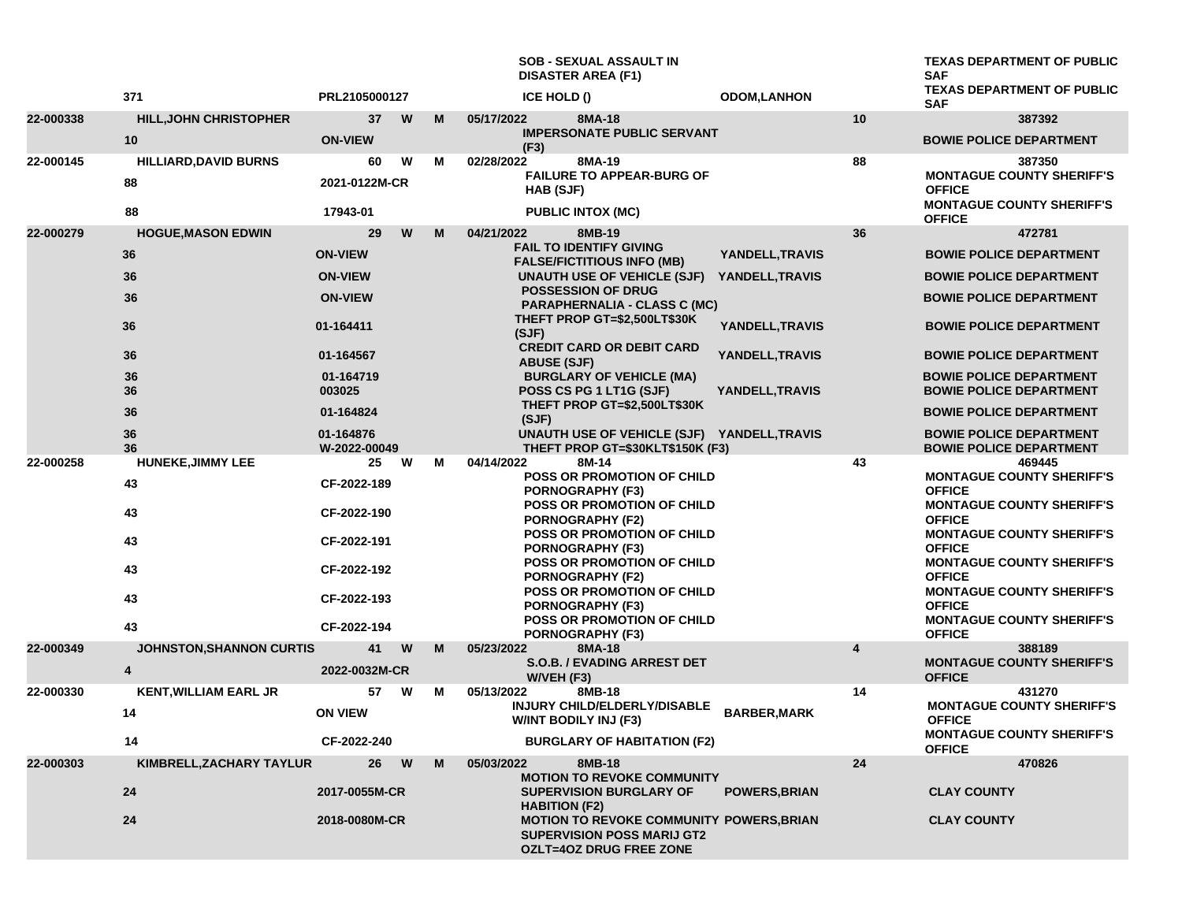| | | | | | | | | | |
|---|---|---|---|---|---|---|---|---|---|
| | | | | | | SOB - SEXUAL ASSAULT IN DISASTER AREA (F1) | | | TEXAS DEPARTMENT OF PUBLIC SAF |
| | 371 | PRL2105000127 | | | | ICE HOLD () | ODOM,LANHON | | TEXAS DEPARTMENT OF PUBLIC SAF |
| 22-000338 | HILL,JOHN CHRISTOPHER | 37 | W | M | 05/17/2022 | 8MA-18 | | 10 | 387392 |
| | 10 | ON-VIEW | | | | IMPERSONATE PUBLIC SERVANT (F3) | | | BOWIE POLICE DEPARTMENT |
| 22-000145 | HILLIARD,DAVID BURNS | 60 | W | M | 02/28/2022 | 8MA-19 | | 88 | 387350 |
| | 88 | 2021-0122M-CR | | | | FAILURE TO APPEAR-BURG OF HAB (SJF) | | | MONTAGUE COUNTY SHERIFF'S OFFICE |
| | 88 | 17943-01 | | | | PUBLIC INTOX (MC) | | | MONTAGUE COUNTY SHERIFF'S OFFICE |
| 22-000279 | HOGUE,MASON EDWIN | 29 | W | M | 04/21/2022 | 8MB-19 | | 36 | 472781 |
| | 36 | ON-VIEW | | | | FAIL TO IDENTIFY GIVING FALSE/FICTITIOUS INFO (MB) | YANDELL,TRAVIS | | BOWIE POLICE DEPARTMENT |
| | 36 | ON-VIEW | | | | UNAUTH USE OF VEHICLE (SJF) | YANDELL,TRAVIS | | BOWIE POLICE DEPARTMENT |
| | 36 | ON-VIEW | | | | POSSESSION OF DRUG PARAPHERNALIA - CLASS C (MC) | | | BOWIE POLICE DEPARTMENT |
| | 36 | 01-164411 | | | | THEFT PROP GT=$2,500LT$30K (SJF) | YANDELL,TRAVIS | | BOWIE POLICE DEPARTMENT |
| | 36 | 01-164567 | | | | CREDIT CARD OR DEBIT CARD ABUSE (SJF) | YANDELL,TRAVIS | | BOWIE POLICE DEPARTMENT |
| | 36 | 01-164719 | | | | BURGLARY OF VEHICLE (MA) | | | BOWIE POLICE DEPARTMENT |
| | 36 | 003025 | | | | POSS CS PG 1 LT1G (SJF) | YANDELL,TRAVIS | | BOWIE POLICE DEPARTMENT |
| | 36 | 01-164824 | | | | THEFT PROP GT=$2,500LT$30K (SJF) | | | BOWIE POLICE DEPARTMENT |
| | 36 | 01-164876 | | | | UNAUTH USE OF VEHICLE (SJF) | YANDELL,TRAVIS | | BOWIE POLICE DEPARTMENT |
| | 36 | W-2022-00049 | | | | THEFT PROP GT=$30KLT$150K (F3) | | | BOWIE POLICE DEPARTMENT |
| 22-000258 | HUNEKE,JIMMY LEE | 25 | W | M | 04/14/2022 | 8M-14 | | 43 | 469445 |
| | 43 | CF-2022-189 | | | | POSS OR PROMOTION OF CHILD PORNOGRAPHY (F3) | | | MONTAGUE COUNTY SHERIFF'S OFFICE |
| | 43 | CF-2022-190 | | | | POSS OR PROMOTION OF CHILD PORNOGRAPHY (F2) | | | MONTAGUE COUNTY SHERIFF'S OFFICE |
| | 43 | CF-2022-191 | | | | POSS OR PROMOTION OF CHILD PORNOGRAPHY (F3) | | | MONTAGUE COUNTY SHERIFF'S OFFICE |
| | 43 | CF-2022-192 | | | | POSS OR PROMOTION OF CHILD PORNOGRAPHY (F2) | | | MONTAGUE COUNTY SHERIFF'S OFFICE |
| | 43 | CF-2022-193 | | | | POSS OR PROMOTION OF CHILD PORNOGRAPHY (F3) | | | MONTAGUE COUNTY SHERIFF'S OFFICE |
| | 43 | CF-2022-194 | | | | POSS OR PROMOTION OF CHILD PORNOGRAPHY (F3) | | | MONTAGUE COUNTY SHERIFF'S OFFICE |
| 22-000349 | JOHNSTON,SHANNON CURTIS | 41 | W | M | 05/23/2022 | 8MA-18 | | 4 | 388189 |
| | 4 | 2022-0032M-CR | | | | S.O.B. / EVADING ARREST DET W/VEH (F3) | | | MONTAGUE COUNTY SHERIFF'S OFFICE |
| 22-000330 | KENT,WILLIAM EARL JR | 57 | W | M | 05/13/2022 | 8MB-18 | | 14 | 431270 |
| | 14 | ON VIEW | | | | INJURY CHILD/ELDERLY/DISABLE W/INT BODILY INJ (F3) | BARBER,MARK | | MONTAGUE COUNTY SHERIFF'S OFFICE |
| | 14 | CF-2022-240 | | | | BURGLARY OF HABITATION (F2) | | | MONTAGUE COUNTY SHERIFF'S OFFICE |
| 22-000303 | KIMBRELL,ZACHARY TAYLUR | 26 | W | M | 05/03/2022 | 8MB-18 | | 24 | 470826 |
| | 24 | 2017-0055M-CR | | | | MOTION TO REVOKE COMMUNITY SUPERVISION BURGLARY OF HABITION (F2) | POWERS,BRIAN | | CLAY COUNTY |
| | 24 | 2018-0080M-CR | | | | MOTION TO REVOKE COMMUNITY SUPERVISION POSS MARIJ GT2 OZLT=4OZ DRUG FREE ZONE | POWERS,BRIAN | | CLAY COUNTY |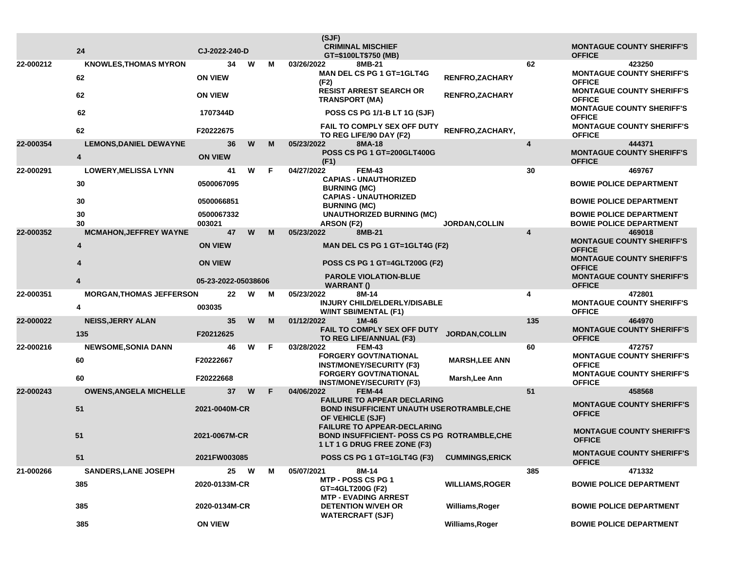| | | | | | | | | | |
|---|---|---|---|---|---|---|---|---|---|
| | 24 | CJ-2022-240-D | | | | (SJF) CRIMINAL MISCHIEF GT=$100LT$750 (MB) | | | MONTAGUE COUNTY SHERIFF'S OFFICE |
| 22-000212 | KNOWLES,THOMAS MYRON | 34 | W | M | 03/26/2022 | 8MB-21 | | 62 | 423250 |
| | 62 | ON VIEW | | | | MAN DEL CS PG 1 GT=1GLT4G (F2) | RENFRO,ZACHARY | | MONTAGUE COUNTY SHERIFF'S OFFICE |
| | 62 | ON VIEW | | | | RESIST ARREST SEARCH OR TRANSPORT (MA) | RENFRO,ZACHARY | | MONTAGUE COUNTY SHERIFF'S OFFICE |
| | 62 | 1707344D | | | | POSS CS PG 1/1-B LT 1G (SJF) | | | MONTAGUE COUNTY SHERIFF'S OFFICE |
| | 62 | F20222675 | | | | FAIL TO COMPLY SEX OFF DUTY TO REG LIFE/90 DAY (F2) | RENFRO,ZACHARY, | | MONTAGUE COUNTY SHERIFF'S OFFICE |
| 22-000354 | LEMONS,DANIEL DEWAYNE | 36 | W | M | 05/23/2022 | 8MA-18 | | 4 | 444371 |
| | 4 | ON VIEW | | | | POSS CS PG 1 GT=200GLT400G (F1) | | | MONTAGUE COUNTY SHERIFF'S OFFICE |
| 22-000291 | LOWERY,MELISSA LYNN | 41 | W | F | 04/27/2022 | FEM-43 | | 30 | 469767 |
| | 30 | 0500067095 | | | | CAPIAS - UNAUTHORIZED BURNING (MC) | | | BOWIE POLICE DEPARTMENT |
| | 30 | 0500066851 | | | | CAPIAS - UNAUTHORIZED BURNING (MC) | | | BOWIE POLICE DEPARTMENT |
| | 30 | 0500067332 | | | | UNAUTHORIZED BURNING (MC) | | | BOWIE POLICE DEPARTMENT |
| | 30 | 003021 | | | | ARSON (F2) | JORDAN,COLLIN | | BOWIE POLICE DEPARTMENT |
| 22-000352 | MCMAHON,JEFFREY WAYNE | 47 | W | M | 05/23/2022 | 8MB-21 | | 4 | 469018 |
| | 4 | ON VIEW | | | | MAN DEL CS PG 1 GT=1GLT4G (F2) | | | MONTAGUE COUNTY SHERIFF'S OFFICE |
| | 4 | ON VIEW | | | | POSS CS PG 1 GT=4GLT200G (F2) | | | MONTAGUE COUNTY SHERIFF'S OFFICE |
| | 4 | 05-23-2022-05038606 | | | | PAROLE VIOLATION-BLUE WARRANT () | | | MONTAGUE COUNTY SHERIFF'S OFFICE |
| 22-000351 | MORGAN,THOMAS JEFFERSON | 22 | W | M | 05/23/2022 | 8M-14 | | 4 | 472801 |
| | 4 | 003035 | | | | INJURY CHILD/ELDERLY/DISABLE W/INT SBI/MENTAL (F1) | | | MONTAGUE COUNTY SHERIFF'S OFFICE |
| 22-000022 | NEISS,JERRY ALAN | 35 | W | M | 01/12/2022 | 1M-46 | | 135 | 464970 |
| | 135 | F20212625 | | | | FAIL TO COMPLY SEX OFF DUTY TO REG LIFE/ANNUAL (F3) | JORDAN,COLLIN | | MONTAGUE COUNTY SHERIFF'S OFFICE |
| 22-000216 | NEWSOME,SONIA DANN | 46 | W | F | 03/28/2022 | FEM-43 | | 60 | 472757 |
| | 60 | F20222667 | | | | FORGERY GOVT/NATIONAL INST/MONEY/SECURITY (F3) | MARSH,LEE ANN | | MONTAGUE COUNTY SHERIFF'S OFFICE |
| | 60 | F20222668 | | | | FORGERY GOVT/NATIONAL INST/MONEY/SECURITY (F3) | Marsh,Lee Ann | | MONTAGUE COUNTY SHERIFF'S OFFICE |
| 22-000243 | OWENS,ANGELA MICHELLE | 37 | W | F | 04/06/2022 | FEM-44 | | 51 | 458568 |
| | 51 | 2021-0040M-CR | | | | FAILURE TO APPEAR DECLARING BOND INSUFFICIENT UNAUTH USE OF VEHICLE (SJF) | ROTRAMBLE,CHE | | MONTAGUE COUNTY SHERIFF'S OFFICE |
| | 51 | 2021-0067M-CR | | | | FAILURE TO APPEAR-DECLARING BOND INSUFFICIENT- POSS CS PG 1 LT 1 G DRUG FREE ZONE (F3) | ROTRAMBLE,CHE | | MONTAGUE COUNTY SHERIFF'S OFFICE |
| | 51 | 2021FW003085 | | | | POSS CS PG 1 GT=1GLT4G (F3) | CUMMINGS,ERICK | | MONTAGUE COUNTY SHERIFF'S OFFICE |
| 21-000266 | SANDERS,LANE JOSEPH | 25 | W | M | 05/07/2021 | 8M-14 | | 385 | 471332 |
| | 385 | 2020-0133M-CR | | | | MTP - POSS CS PG 1 GT=4GLT200G (F2) | WILLIAMS,ROGER | | BOWIE POLICE DEPARTMENT |
| | 385 | 2020-0134M-CR | | | | MTP - EVADING ARREST DETENTION W/VEH OR WATERCRAFT (SJF) | Williams,Roger | | BOWIE POLICE DEPARTMENT |
| | 385 | ON VIEW | | | | | Williams,Roger | | BOWIE POLICE DEPARTMENT |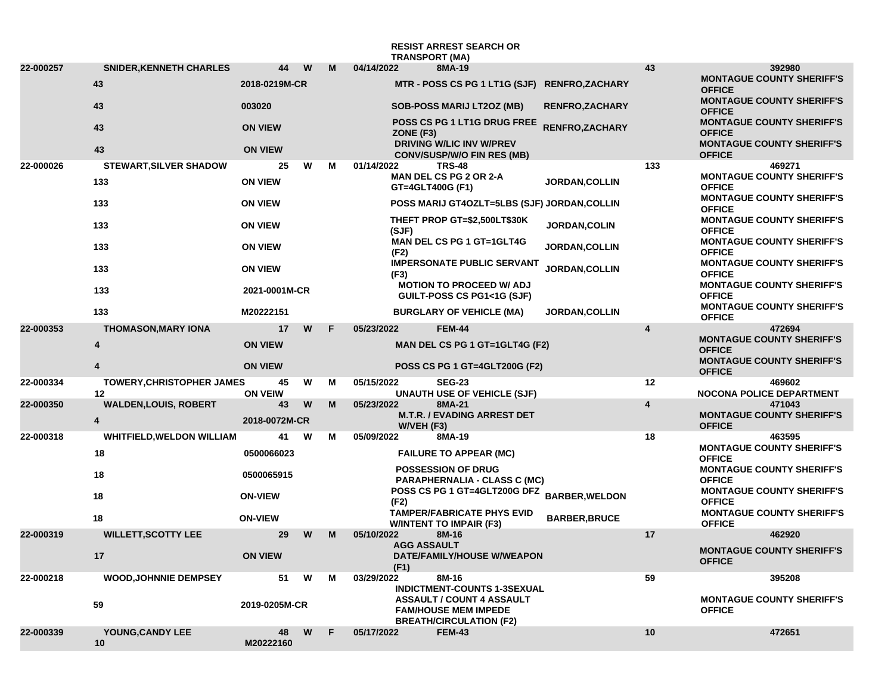| | | | | | | | | | | |
|---|---|---|---|---|---|---|---|---|---|---|
| | | | | | | | RESIST ARREST SEARCH OR TRANSPORT (MA) | | | |
| 22-000257 | SNIDER,KENNETH CHARLES | 44 | W | M | 04/14/2022 | 8MA-19 | | | 43 | 392980 |
| | 43 | 2018-0219M-CR | | | | | MTR - POSS CS PG 1 LT1G (SJF) | RENFRO,ZACHARY | | MONTAGUE COUNTY SHERIFF'S OFFICE |
| | 43 | 003020 | | | | | SOB-POSS MARIJ LT2OZ (MB) | RENFRO,ZACHARY | | MONTAGUE COUNTY SHERIFF'S OFFICE |
| | 43 | ON VIEW | | | | | POSS CS PG 1 LT1G DRUG FREE ZONE (F3) | RENFRO,ZACHARY | | MONTAGUE COUNTY SHERIFF'S OFFICE |
| | 43 | ON VIEW | | | | | DRIVING W/LIC INV W/PREV CONV/SUSP/W/O FIN RES (MB) | | | MONTAGUE COUNTY SHERIFF'S OFFICE |
| 22-000026 | STEWART,SILVER SHADOW | 25 | W | M | 01/14/2022 | TRS-48 | | | 133 | 469271 |
| | 133 | ON VIEW | | | | | MAN DEL CS PG 2 OR 2-A GT=4GLT400G (F1) | JORDAN,COLLIN | | MONTAGUE COUNTY SHERIFF'S OFFICE |
| | 133 | ON VIEW | | | | | POSS MARIJ GT4OZLT=5LBS (SJF) | JORDAN,COLLIN | | MONTAGUE COUNTY SHERIFF'S OFFICE |
| | 133 | ON VIEW | | | | | THEFT PROP GT=$2,500LT$30K (SJF) | JORDAN,COLIN | | MONTAGUE COUNTY SHERIFF'S OFFICE |
| | 133 | ON VIEW | | | | | MAN DEL CS PG 1 GT=1GLT4G (F2) | JORDAN,COLLIN | | MONTAGUE COUNTY SHERIFF'S OFFICE |
| | 133 | ON VIEW | | | | | IMPERSONATE PUBLIC SERVANT (F3) | JORDAN,COLLIN | | MONTAGUE COUNTY SHERIFF'S OFFICE |
| | 133 | 2021-0001M-CR | | | | | MOTION TO PROCEED W/ ADJ GUILT-POSS CS PG1<1G (SJF) | | | MONTAGUE COUNTY SHERIFF'S OFFICE |
| | 133 | M20222151 | | | | | BURGLARY OF VEHICLE (MA) | JORDAN,COLLIN | | MONTAGUE COUNTY SHERIFF'S OFFICE |
| 22-000353 | THOMASON,MARY IONA | 17 | W | F | 05/23/2022 | FEM-44 | | | 4 | 472694 |
| | 4 | ON VIEW | | | | | MAN DEL CS PG 1 GT=1GLT4G (F2) | | | MONTAGUE COUNTY SHERIFF'S OFFICE |
| | 4 | ON VIEW | | | | | POSS CS PG 1 GT=4GLT200G (F2) | | | MONTAGUE COUNTY SHERIFF'S OFFICE |
| 22-000334 | TOWERY,CHRISTOPHER JAMES | 45 | W | M | 05/15/2022 | SEG-23 | | | 12 | 469602 |
| | 12 | ON VEIW | | | | | UNAUTH USE OF VEHICLE (SJF) | | | NOCONA POLICE DEPARTMENT |
| 22-000350 | WALDEN,LOUIS, ROBERT | 43 | W | M | 05/23/2022 | 8MA-21 | | | 4 | 471043 |
| | 4 | 2018-0072M-CR | | | | | M.T.R. / EVADING ARREST DET W/VEH (F3) | | | MONTAGUE COUNTY SHERIFF'S OFFICE |
| 22-000318 | WHITFIELD,WELDON WILLIAM | 41 | W | M | 05/09/2022 | 8MA-19 | | | 18 | 463595 |
| | 18 | 0500066023 | | | | | FAILURE TO APPEAR (MC) | | | MONTAGUE COUNTY SHERIFF'S OFFICE |
| | 18 | 0500065915 | | | | | POSSESSION OF DRUG PARAPHERNALIA - CLASS C (MC) | | | MONTAGUE COUNTY SHERIFF'S OFFICE |
| | 18 | ON-VIEW | | | | | POSS CS PG 1 GT=4GLT200G DFZ (F2) | BARBER,WELDON | | MONTAGUE COUNTY SHERIFF'S OFFICE |
| | 18 | ON-VIEW | | | | | TAMPER/FABRICATE PHYS EVID W/INTENT TO IMPAIR (F3) | BARBER,BRUCE | | MONTAGUE COUNTY SHERIFF'S OFFICE |
| 22-000319 | WILLETT,SCOTTY LEE | 29 | W | M | 05/10/2022 | 8M-16 | | | 17 | 462920 |
| | 17 | ON VIEW | | | | | AGG ASSAULT DATE/FAMILY/HOUSE W/WEAPON (F1) | | | MONTAGUE COUNTY SHERIFF'S OFFICE |
| 22-000218 | WOOD,JOHNNIE DEMPSEY | 51 | W | M | 03/29/2022 | 8M-16 | | | 59 | 395208 |
| | 59 | 2019-0205M-CR | | | | | INDICTMENT-COUNTS 1-3SEXUAL ASSAULT / COUNT 4 ASSAULT FAM/HOUSE MEM IMPEDE BREATH/CIRCULATION (F2) | | | MONTAGUE COUNTY SHERIFF'S OFFICE |
| 22-000339 | YOUNG,CANDY LEE | 48 | W | F | 05/17/2022 | FEM-43 | | | 10 | 472651 |
| | 10 | M20222160 | | | | | | | | |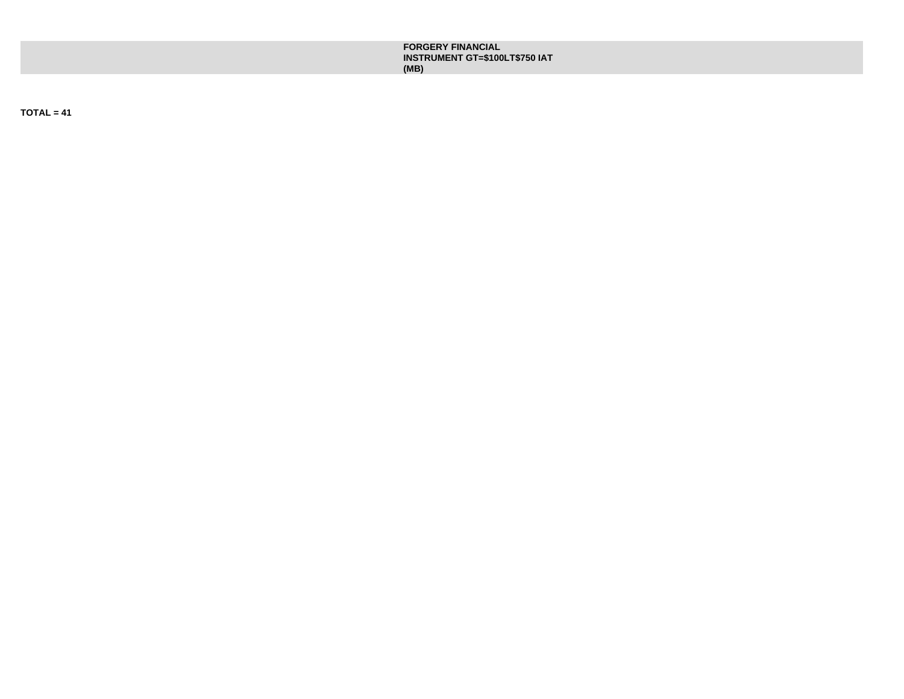| | |
|---|---|
| | **FORGERY FINANCIAL INSTRUMENT GT=$100LT$750 IAT (MB)** |

**TOTAL = 41**